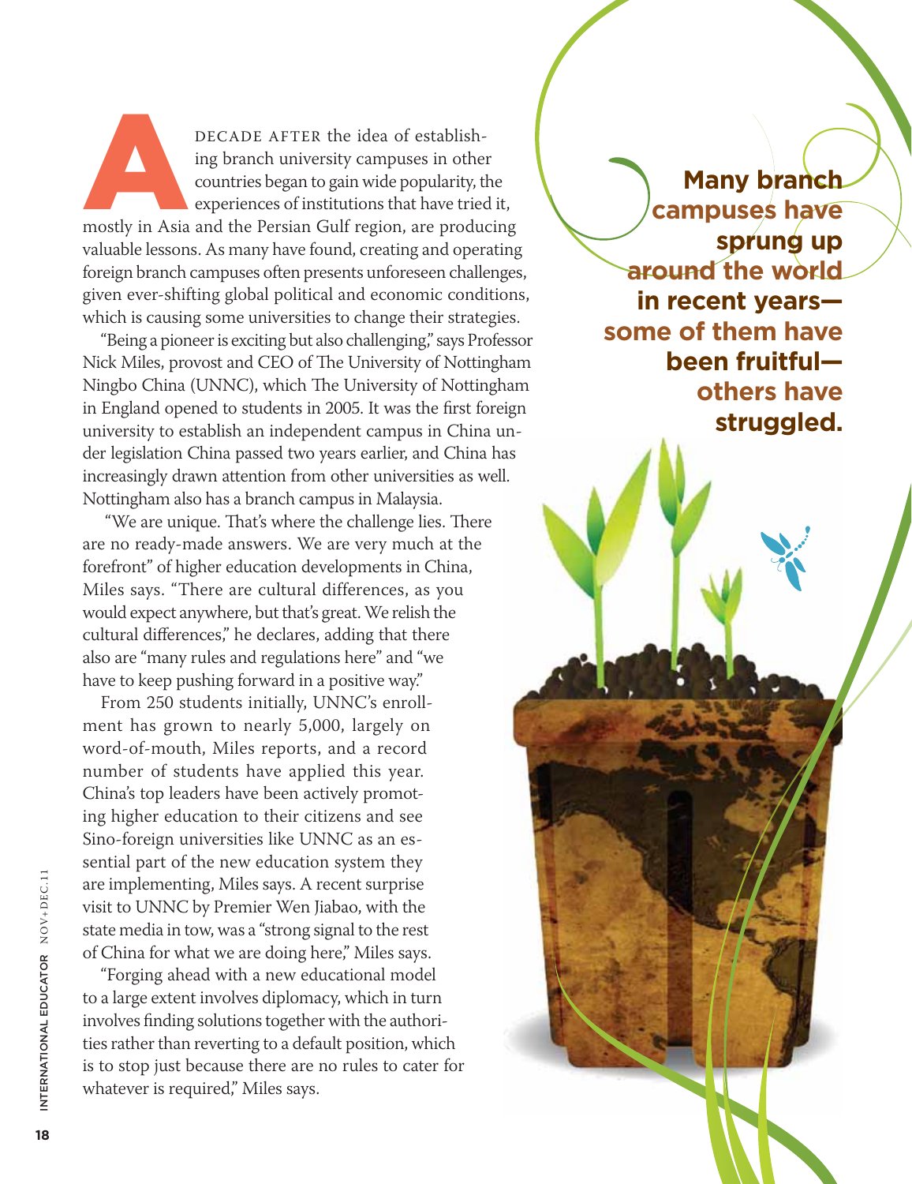**Many branch campuses have sprung up around the world in recent years—some of them have been fruitful—others have struggled.**

A DECADE AFTER the idea of establishing branch university campuses in other countries began to gain wide popularity, the experiences of institutions that have tried it, mostly in Asia and the Persian Gulf region, are producing valuable lessons. As many have found, creating and operating foreign branch campuses often presents unforeseen challenges, given ever-shifting global political and economic conditions, which is causing some universities to change their strategies.

"Being a pioneer is exciting but also challenging," says Professor Nick Miles, provost and CEO of The University of Nottingham Ningbo China (UNNC), which The University of Nottingham in England opened to students in 2005. It was the first foreign university to establish an independent campus in China under legislation China passed two years earlier, and China has increasingly drawn attention from other universities as well. Nottingham also has a branch campus in Malaysia.

"We are unique. That's where the challenge lies. There are no ready-made answers. We are very much at the forefront" of higher education developments in China, Miles says. "There are cultural differences, as you would expect anywhere, but that's great. We relish the cultural differences," he declares, adding that there also are "many rules and regulations here" and "we have to keep pushing forward in a positive way."

From 250 students initially, UNNC's enrollment has grown to nearly 5,000, largely on word-of-mouth, Miles reports, and a record number of students have applied this year. China's top leaders have been actively promoting higher education to their citizens and see Sino-foreign universities like UNNC as an essential part of the new education system they are implementing, Miles says. A recent surprise visit to UNNC by Premier Wen Jiabao, with the state media in tow, was a "strong signal to the rest of China for what we are doing here," Miles says.

"Forging ahead with a new educational model to a large extent involves diplomacy, which in turn involves finding solutions together with the authorities rather than reverting to a default position, which is to stop just because there are no rules to cater for whatever is required," Miles says.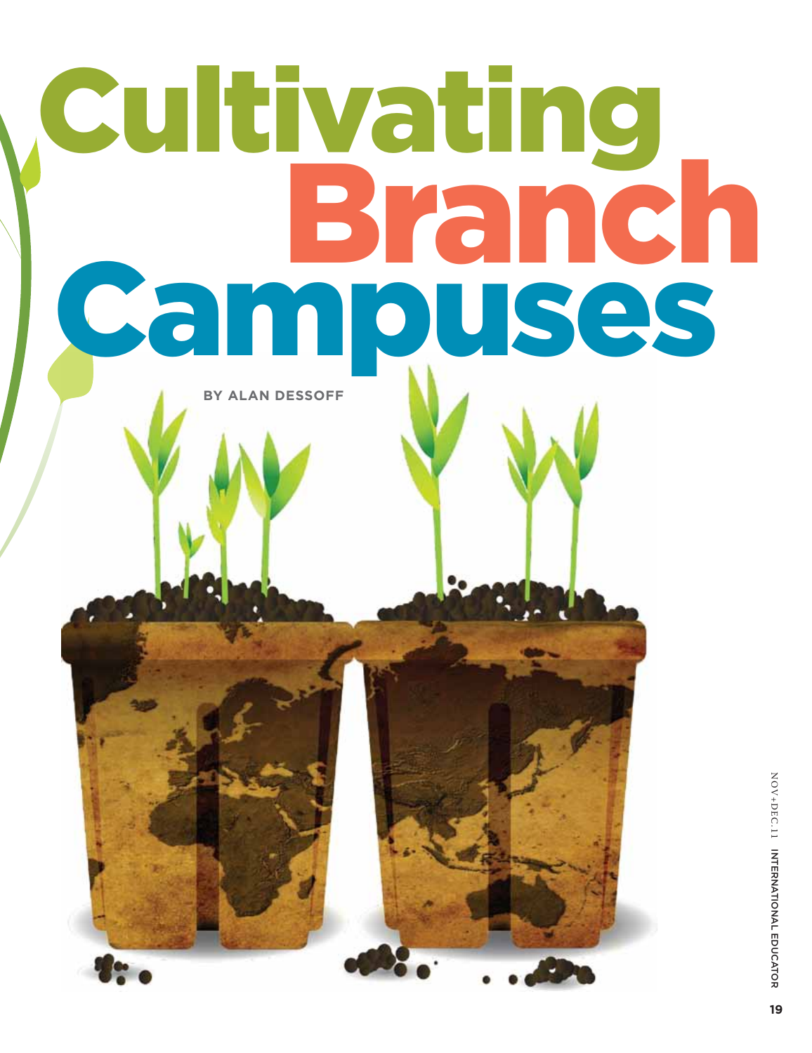# Cultivating Branch Campuses

**BY ALAN DESSOFF**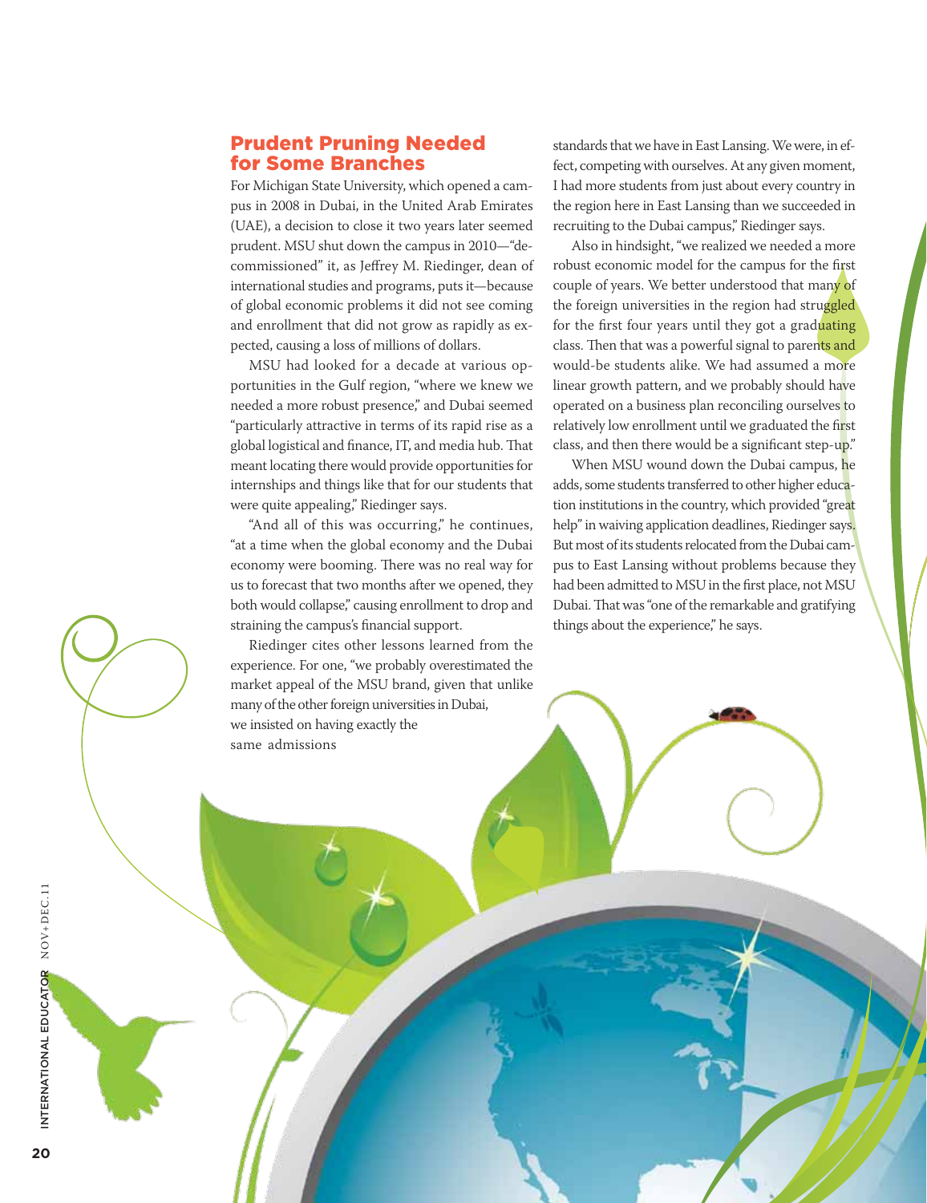## Prudent Pruning Needed for Some Branches

For Michigan State University, which opened a campus in 2008 in Dubai, in the United Arab Emirates (UAE), a decision to close it two years later seemed prudent. MSU shut down the campus in 2010—"decommissioned" it, as Jeffrey M. Riedinger, dean of international studies and programs, puts it—because of global economic problems it did not see coming and enrollment that did not grow as rapidly as expected, causing a loss of millions of dollars.

MSU had looked for a decade at various opportunities in the Gulf region, "where we knew we needed a more robust presence," and Dubai seemed "particularly attractive in terms of its rapid rise as a global logistical and finance, IT, and media hub. That meant locating there would provide opportunities for internships and things like that for our students that were quite appealing," Riedinger says.

"And all of this was occurring," he continues, "at a time when the global economy and the Dubai economy were booming. There was no real way for us to forecast that two months after we opened, they both would collapse," causing enrollment to drop and straining the campus's financial support.

Riedinger cites other lessons learned from the experience. For one, "we probably overestimated the market appeal of the MSU brand, given that unlike many of the other foreign universities in Dubai, we insisted on having exactly the same admissions standards that we have in East Lansing. We were, in effect, competing with ourselves. At any given moment, I had more students from just about every country in the region here in East Lansing than we succeeded in recruiting to the Dubai campus," Riedinger says.

Also in hindsight, "we realized we needed a more robust economic model for the campus for the first couple of years. We better understood that many of the foreign universities in the region had struggled for the first four years until they got a graduating class. Then that was a powerful signal to parents and would-be students alike. We had assumed a more linear growth pattern, and we probably should have operated on a business plan reconciling ourselves to relatively low enrollment until we graduated the first class, and then there would be a significant step-up."

When MSU wound down the Dubai campus, he adds, some students transferred to other higher education institutions in the country, which provided "great help" in waiving application deadlines, Riedinger says. But most of its students relocated from the Dubai campus to East Lansing without problems because they had been admitted to MSU in the first place, not MSU Dubai. That was "one of the remarkable and gratifying things about the experience," he says.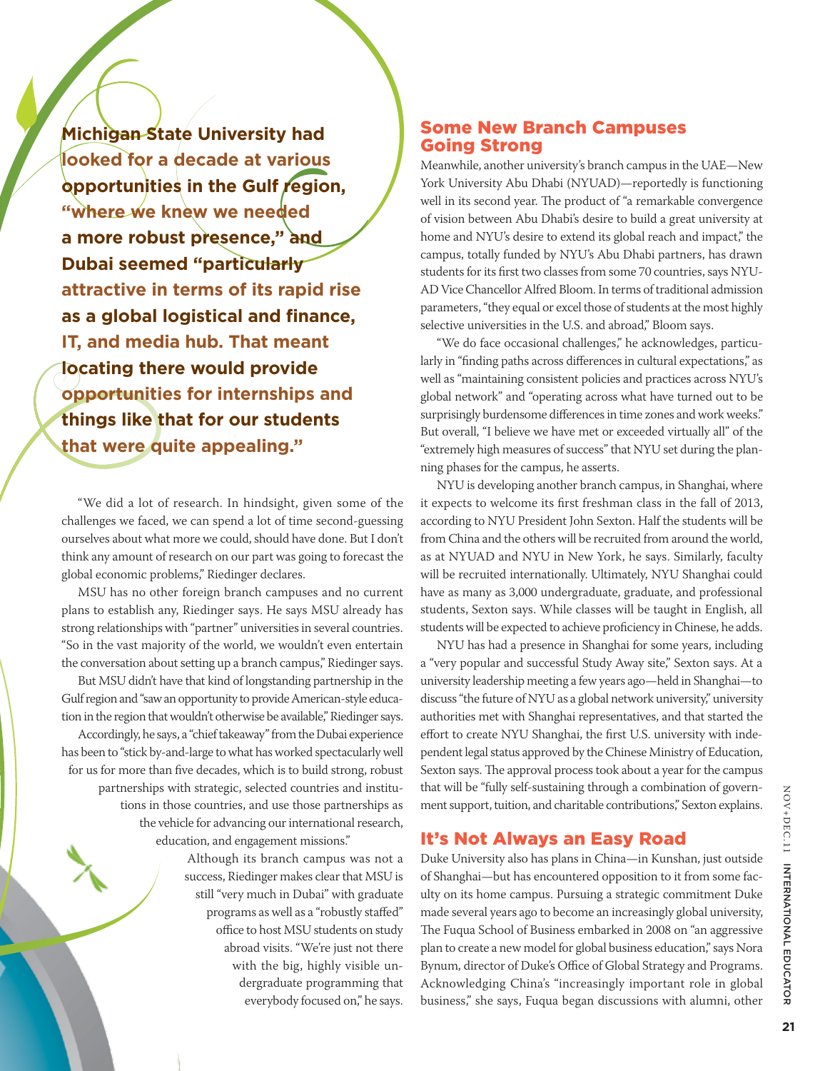**Michigan State University had looked for a decade at various opportunities in the Gulf region, "where we knew we needed a more robust presence," and Dubai seemed "particularly attractive in terms of its rapid rise as a global logistical and finance, IT, and media hub. That meant locating there would provide opportunities for internships and things like that for our students that were quite appealing."**

"We did a lot of research. In hindsight, given some of the challenges we faced, we can spend a lot of time second-guessing ourselves about what more we could, should have done. But I don't think any amount of research on our part was going to forecast the global economic problems," Riedinger declares.

MSU has no other foreign branch campuses and no current plans to establish any, Riedinger says. He says MSU already has strong relationships with "partner" universities in several countries. "So in the vast majority of the world, we wouldn't even entertain the conversation about setting up a branch campus," Riedinger says.

But MSU didn't have that kind of longstanding partnership in the Gulf region and "saw an opportunity to provide American-style education in the region that wouldn't otherwise be available," Riedinger says.

Accordingly, he says, a "chief takeaway" from the Dubai experience has been to "stick by-and-large to what has worked spectacularly well for us for more than five decades, which is to build strong, robust partnerships with strategic, selected countries and institutions in those countries, and use those partnerships as the vehicle for advancing our international research, education, and engagement missions."

Although its branch campus was not a success, Riedinger makes clear that MSU is still "very much in Dubai" with graduate programs as well as a "robustly staffed" office to host MSU students on study abroad visits. "We're just not there with the big, highly visible undergraduate programming that everybody focused on," he says.

## Some New Branch Campuses Going Strong

Meanwhile, another university's branch campus in the UAE—New York University Abu Dhabi (NYUAD)—reportedly is functioning well in its second year. The product of "a remarkable convergence of vision between Abu Dhabi's desire to build a great university at home and NYU's desire to extend its global reach and impact," the campus, totally funded by NYU's Abu Dhabi partners, has drawn students for its first two classes from some 70 countries, says NYU-AD Vice Chancellor Alfred Bloom. In terms of traditional admission parameters, "they equal or excel those of students at the most highly selective universities in the U.S. and abroad," Bloom says.

"We do face occasional challenges," he acknowledges, particularly in "finding paths across differences in cultural expectations," as well as "maintaining consistent policies and practices across NYU's global network" and "operating across what have turned out to be surprisingly burdensome differences in time zones and work weeks." But overall, "I believe we have met or exceeded virtually all" of the "extremely high measures of success" that NYU set during the planning phases for the campus, he asserts.

NYU is developing another branch campus, in Shanghai, where it expects to welcome its first freshman class in the fall of 2013, according to NYU President John Sexton. Half the students will be from China and the others will be recruited from around the world, as at NYUAD and NYU in New York, he says. Similarly, faculty will be recruited internationally. Ultimately, NYU Shanghai could have as many as 3,000 undergraduate, graduate, and professional students, Sexton says. While classes will be taught in English, all students will be expected to achieve proficiency in Chinese, he adds.

NYU has had a presence in Shanghai for some years, including a "very popular and successful Study Away site," Sexton says. At a university leadership meeting a few years ago—held in Shanghai—to discuss "the future of NYU as a global network university," university authorities met with Shanghai representatives, and that started the effort to create NYU Shanghai, the first U.S. university with independent legal status approved by the Chinese Ministry of Education, Sexton says. The approval process took about a year for the campus that will be "fully self-sustaining through a combination of government support, tuition, and charitable contributions," Sexton explains.

## It's Not Always an Easy Road

Duke University also has plans in China—in Kunshan, just outside of Shanghai—but has encountered opposition to it from some faculty on its home campus. Pursuing a strategic commitment Duke made several years ago to become an increasingly global university, The Fuqua School of Business embarked in 2008 on "an aggressive plan to create a new model for global business education," says Nora Bynum, director of Duke's Office of Global Strategy and Programs. Acknowledging China's "increasingly important role in global business," she says, Fuqua began discussions with alumni, other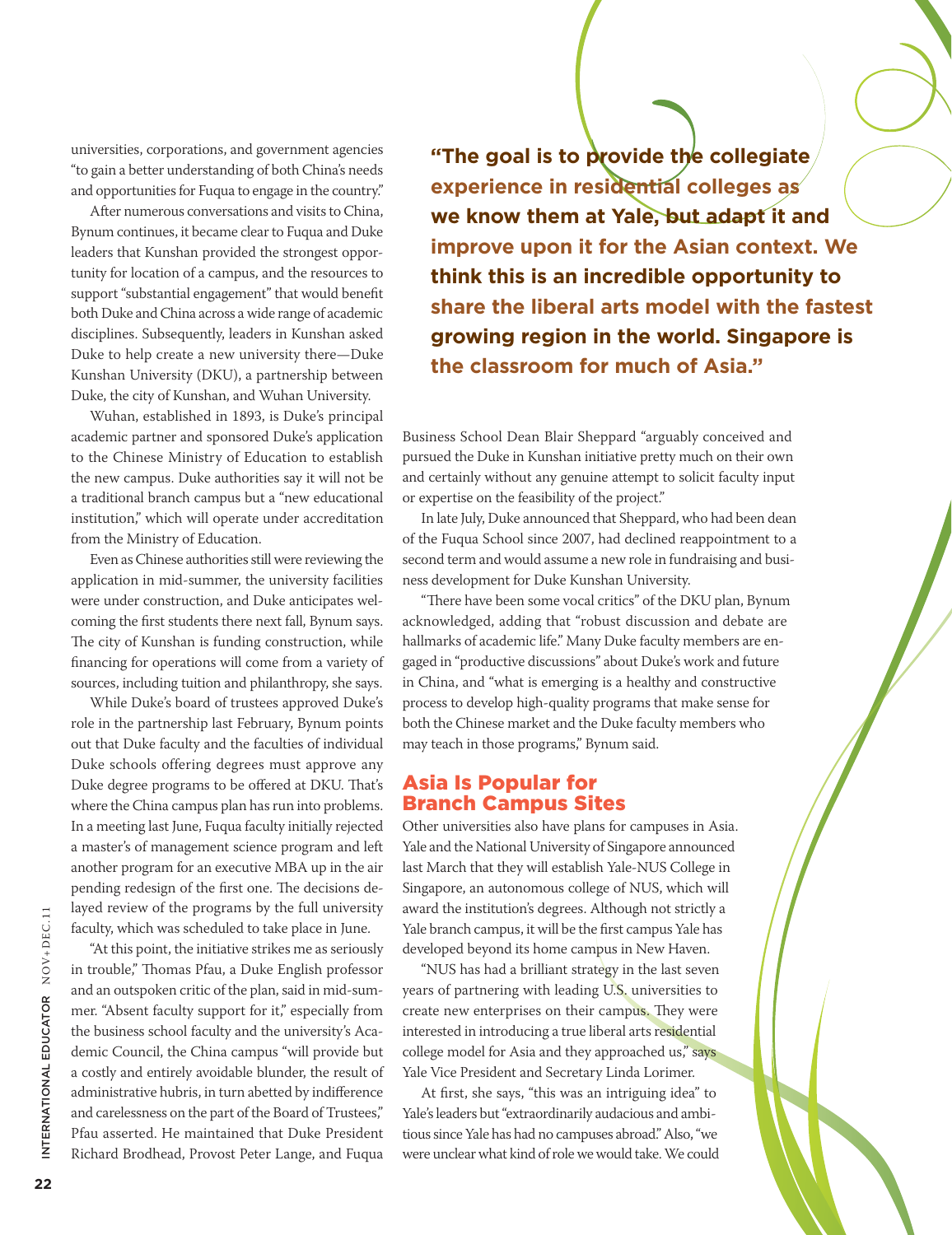universities, corporations, and government agencies "to gain a better understanding of both China's needs and opportunities for Fuqua to engage in the country."

After numerous conversations and visits to China, Bynum continues, it became clear to Fuqua and Duke leaders that Kunshan provided the strongest opportunity for location of a campus, and the resources to support "substantial engagement" that would benefit both Duke and China across a wide range of academic disciplines. Subsequently, leaders in Kunshan asked Duke to help create a new university there—Duke Kunshan University (DKU), a partnership between Duke, the city of Kunshan, and Wuhan University.

Wuhan, established in 1893, is Duke's principal academic partner and sponsored Duke's application to the Chinese Ministry of Education to establish the new campus. Duke authorities say it will not be a traditional branch campus but a "new educational institution," which will operate under accreditation from the Ministry of Education.

Even as Chinese authorities still were reviewing the application in mid-summer, the university facilities were under construction, and Duke anticipates welcoming the first students there next fall, Bynum says. The city of Kunshan is funding construction, while financing for operations will come from a variety of sources, including tuition and philanthropy, she says.

While Duke's board of trustees approved Duke's role in the partnership last February, Bynum points out that Duke faculty and the faculties of individual Duke schools offering degrees must approve any Duke degree programs to be offered at DKU. That's where the China campus plan has run into problems. In a meeting last June, Fuqua faculty initially rejected a master's of management science program and left another program for an executive MBA up in the air pending redesign of the first one. The decisions delayed review of the programs by the full university faculty, which was scheduled to take place in June.

"At this point, the initiative strikes me as seriously in trouble," Thomas Pfau, a Duke English professor and an outspoken critic of the plan, said in mid-summer. "Absent faculty support for it," especially from the business school faculty and the university's Academic Council, the China campus "will provide but a costly and entirely avoidable blunder, the result of administrative hubris, in turn abetted by indifference and carelessness on the part of the Board of Trustees," Pfau asserted. He maintained that Duke President Richard Brodhead, Provost Peter Lange, and Fuqua Business School Dean Blair Sheppard "arguably conceived and pursued the Duke in Kunshan initiative pretty much on their own and certainly without any genuine attempt to solicit faculty input or expertise on the feasibility of the project."

In late July, Duke announced that Sheppard, who had been dean of the Fuqua School since 2007, had declined reappointment to a second term and would assume a new role in fundraising and business development for Duke Kunshan University.

"There have been some vocal critics" of the DKU plan, Bynum acknowledged, adding that "robust discussion and debate are hallmarks of academic life." Many Duke faculty members are engaged in "productive discussions" about Duke's work and future in China, and "what is emerging is a healthy and constructive process to develop high-quality programs that make sense for both the Chinese market and the Duke faculty members who may teach in those programs," Bynum said.

**"The goal is to provide the collegiate experience in residential colleges as we know them at Yale, but adapt it and improve upon it for the Asian context. We think this is an incredible opportunity to share the liberal arts model with the fastest growing region in the world. Singapore is the classroom for much of Asia."**

## Asia Is Popular for Branch Campus Sites

Other universities also have plans for campuses in Asia. Yale and the National University of Singapore announced last March that they will establish Yale-NUS College in Singapore, an autonomous college of NUS, which will award the institution's degrees. Although not strictly a Yale branch campus, it will be the first campus Yale has developed beyond its home campus in New Haven.

"NUS has had a brilliant strategy in the last seven years of partnering with leading U.S. universities to create new enterprises on their campus. They were interested in introducing a true liberal arts residential college model for Asia and they approached us," says Yale Vice President and Secretary Linda Lorimer.

At first, she says, "this was an intriguing idea" to Yale's leaders but "extraordinarily audacious and ambitious since Yale has had no campuses abroad." Also, "we were unclear what kind of role we would take. We could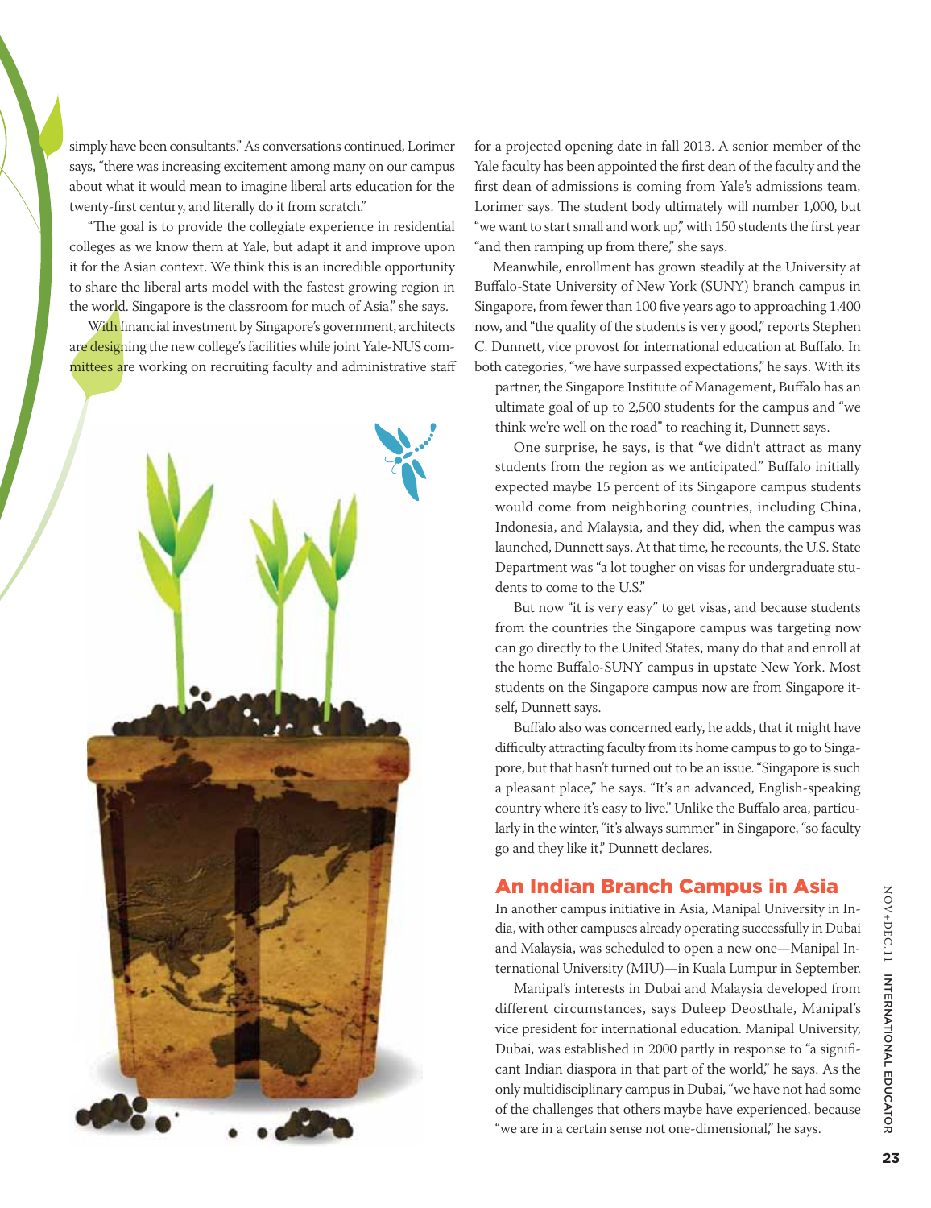simply have been consultants." As conversations continued, Lorimer says, "there was increasing excitement among many on our campus about what it would mean to imagine liberal arts education for the twenty-first century, and literally do it from scratch."

"The goal is to provide the collegiate experience in residential colleges as we know them at Yale, but adapt it and improve upon it for the Asian context. We think this is an incredible opportunity to share the liberal arts model with the fastest growing region in the world. Singapore is the classroom for much of Asia," she says.

With financial investment by Singapore's government, architects are designing the new college's facilities while joint Yale-NUS committees are working on recruiting faculty and administrative staff for a projected opening date in fall 2013. A senior member of the Yale faculty has been appointed the first dean of the faculty and the first dean of admissions is coming from Yale's admissions team, Lorimer says. The student body ultimately will number 1,000, but "we want to start small and work up," with 150 students the first year "and then ramping up from there," she says.

Meanwhile, enrollment has grown steadily at the University at Buffalo-State University of New York (SUNY) branch campus in Singapore, from fewer than 100 five years ago to approaching 1,400 now, and "the quality of the students is very good," reports Stephen C. Dunnett, vice provost for international education at Buffalo. In both categories, "we have surpassed expectations," he says. With its partner, the Singapore Institute of Management, Buffalo has an ultimate goal of up to 2,500 students for the campus and "we think we're well on the road" to reaching it, Dunnett says.

One surprise, he says, is that "we didn't attract as many students from the region as we anticipated." Buffalo initially expected maybe 15 percent of its Singapore campus students would come from neighboring countries, including China, Indonesia, and Malaysia, and they did, when the campus was launched, Dunnett says. At that time, he recounts, the U.S. State Department was "a lot tougher on visas for undergraduate students to come to the U.S."

But now "it is very easy" to get visas, and because students from the countries the Singapore campus was targeting now can go directly to the United States, many do that and enroll at the home Buffalo-SUNY campus in upstate New York. Most students on the Singapore campus now are from Singapore itself, Dunnett says.

Buffalo also was concerned early, he adds, that it might have difficulty attracting faculty from its home campus to go to Singapore, but that hasn't turned out to be an issue. "Singapore is such a pleasant place," he says. "It's an advanced, English-speaking country where it's easy to live." Unlike the Buffalo area, particularly in the winter, "it's always summer" in Singapore, "so faculty go and they like it," Dunnett declares.

## An Indian Branch Campus in Asia

In another campus initiative in Asia, Manipal University in India, with other campuses already operating successfully in Dubai and Malaysia, was scheduled to open a new one—Manipal International University (MIU)—in Kuala Lumpur in September.

Manipal's interests in Dubai and Malaysia developed from different circumstances, says Duleep Deosthale, Manipal's vice president for international education. Manipal University, Dubai, was established in 2000 partly in response to "a significant Indian diaspora in that part of the world," he says. As the only multidisciplinary campus in Dubai, "we have not had some of the challenges that others maybe have experienced, because "we are in a certain sense not one-dimensional," he says.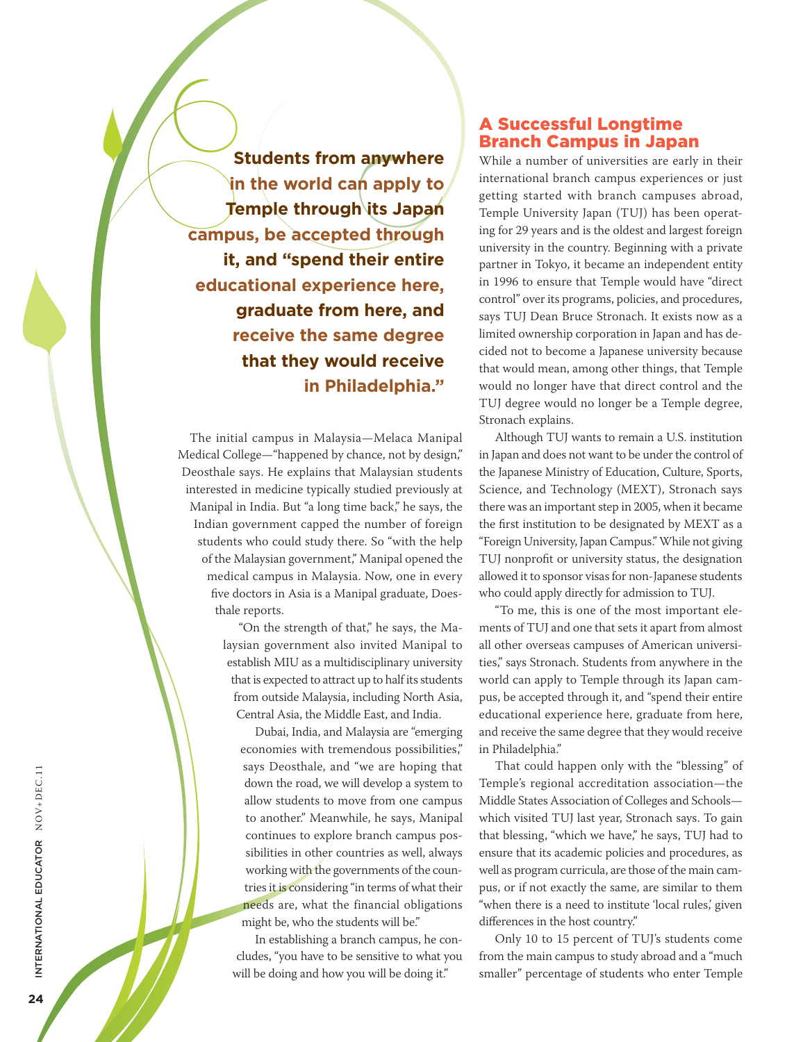> **Students from anywhere in the world can apply to Temple through its Japan campus, be accepted through it, and "spend their entire educational experience here, graduate from here, and receive the same degree that they would receive in Philadelphia."**

The initial campus in Malaysia—Melaca Manipal Medical College—"happened by chance, not by design," Deosthale says. He explains that Malaysian students interested in medicine typically studied previously at Manipal in India. But "a long time back," he says, the Indian government capped the number of foreign students who could study there. So "with the help of the Malaysian government," Manipal opened the medical campus in Malaysia. Now, one in every five doctors in Asia is a Manipal graduate, Doesthale reports.

"On the strength of that," he says, the Malaysian government also invited Manipal to establish MIU as a multidisciplinary university that is expected to attract up to half its students from outside Malaysia, including North Asia, Central Asia, the Middle East, and India.

Dubai, India, and Malaysia are "emerging economies with tremendous possibilities," says Deosthale, and "we are hoping that down the road, we will develop a system to allow students to move from one campus to another." Meanwhile, he says, Manipal continues to explore branch campus possibilities in other countries as well, always working with the governments of the countries it is considering "in terms of what their needs are, what the financial obligations might be, who the students will be."

In establishing a branch campus, he concludes, "you have to be sensitive to what you will be doing and how you will be doing it."

## A Successful Longtime Branch Campus in Japan

While a number of universities are early in their international branch campus experiences or just getting started with branch campuses abroad, Temple University Japan (TUJ) has been operating for 29 years and is the oldest and largest foreign university in the country. Beginning with a private partner in Tokyo, it became an independent entity in 1996 to ensure that Temple would have "direct control" over its programs, policies, and procedures, says TUJ Dean Bruce Stronach. It exists now as a limited ownership corporation in Japan and has decided not to become a Japanese university because that would mean, among other things, that Temple would no longer have that direct control and the TUJ degree would no longer be a Temple degree, Stronach explains.

Although TUJ wants to remain a U.S. institution in Japan and does not want to be under the control of the Japanese Ministry of Education, Culture, Sports, Science, and Technology (MEXT), Stronach says there was an important step in 2005, when it became the first institution to be designated by MEXT as a "Foreign University, Japan Campus." While not giving TUJ nonprofit or university status, the designation allowed it to sponsor visas for non-Japanese students who could apply directly for admission to TUJ.

"To me, this is one of the most important elements of TUJ and one that sets it apart from almost all other overseas campuses of American universities," says Stronach. Students from anywhere in the world can apply to Temple through its Japan campus, be accepted through it, and "spend their entire educational experience here, graduate from here, and receive the same degree that they would receive in Philadelphia."

That could happen only with the "blessing" of Temple's regional accreditation association—the Middle States Association of Colleges and Schools—which visited TUJ last year, Stronach says. To gain that blessing, "which we have," he says, TUJ had to ensure that its academic policies and procedures, as well as program curricula, are those of the main campus, or if not exactly the same, are similar to them "when there is a need to institute 'local rules,' given differences in the host country."

Only 10 to 15 percent of TUJ's students come from the main campus to study abroad and a "much smaller" percentage of students who enter Temple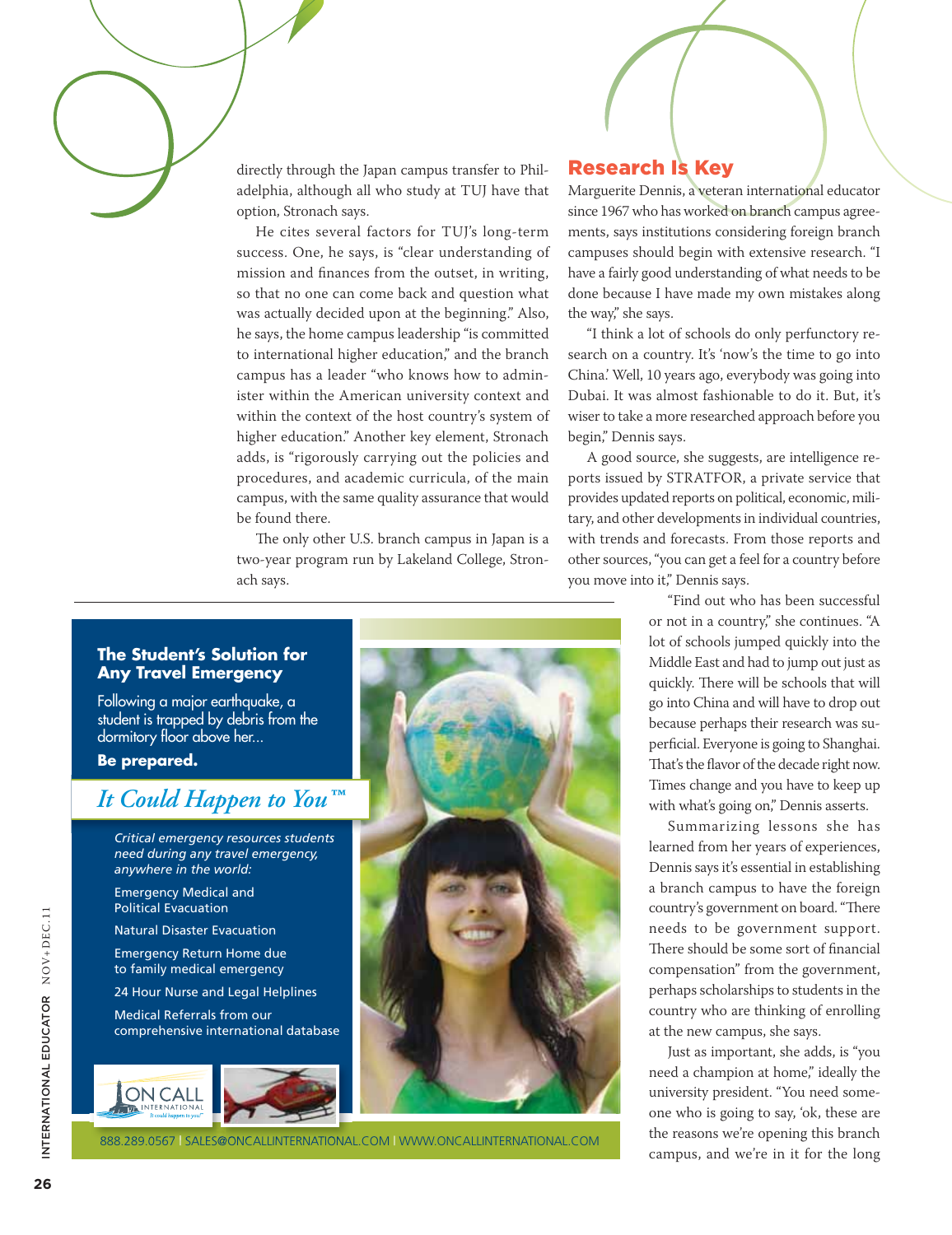directly through the Japan campus transfer to Philadelphia, although all who study at TUJ have that option, Stronach says.

He cites several factors for TUJ's long-term success. One, he says, is "clear understanding of mission and finances from the outset, in writing, so that no one can come back and question what was actually decided upon at the beginning." Also, he says, the home campus leadership "is committed to international higher education," and the branch campus has a leader "who knows how to administer within the American university context and within the context of the host country's system of higher education." Another key element, Stronach adds, is "rigorously carrying out the policies and procedures, and academic curricula, of the main campus, with the same quality assurance that would be found there.

The only other U.S. branch campus in Japan is a two-year program run by Lakeland College, Stronach says.

## Research Is Key

Marguerite Dennis, a veteran international educator since 1967 who has worked on branch campus agreements, says institutions considering foreign branch campuses should begin with extensive research. "I have a fairly good understanding of what needs to be done because I have made my own mistakes along the way," she says.

"I think a lot of schools do only perfunctory research on a country. It's 'now's the time to go into China.' Well, 10 years ago, everybody was going into Dubai. It was almost fashionable to do it. But, it's wiser to take a more researched approach before you begin," Dennis says.

A good source, she suggests, are intelligence reports issued by STRATFOR, a private service that provides updated reports on political, economic, military, and other developments in individual countries, with trends and forecasts. From those reports and other sources, "you can get a feel for a country before you move into it," Dennis says.

"Find out who has been successful or not in a country," she continues. "A lot of schools jumped quickly into the Middle East and had to jump out just as quickly. There will be schools that will go into China and will have to drop out because perhaps their research was superficial. Everyone is going to Shanghai. That's the flavor of the decade right now. Times change and you have to keep up with what's going on," Dennis asserts.

Summarizing lessons she has learned from her years of experiences, Dennis says it's essential in establishing a branch campus to have the foreign country's government on board. "There needs to be government support. There should be some sort of financial compensation" from the government, perhaps scholarships to students in the country who are thinking of enrolling at the new campus, she says.

Just as important, she adds, is "you need a champion at home," ideally the university president. "You need someone who is going to say, 'ok, these are the reasons we're opening this branch campus, and we're in it for the long

**The Student's Solution for Any Travel Emergency**

Following a major earthquake, a student is trapped by debris from the dormitory floor above her...

**Be prepared.**

*It Could Happen to You™*

*Critical emergency resources students need during any travel emergency, anywhere in the world:*

- Emergency Medical and Political Evacuation
- Natural Disaster Evacuation
- Emergency Return Home due to family medical emergency
- 24 Hour Nurse and Legal Helplines
- Medical Referrals from our comprehensive international database

ON CALL INTERNATIONAL — It could happen to you™

888.289.0567 | SALES@ONCALLINTERNATIONAL.COM | WWW.ONCALLINTERNATIONAL.COM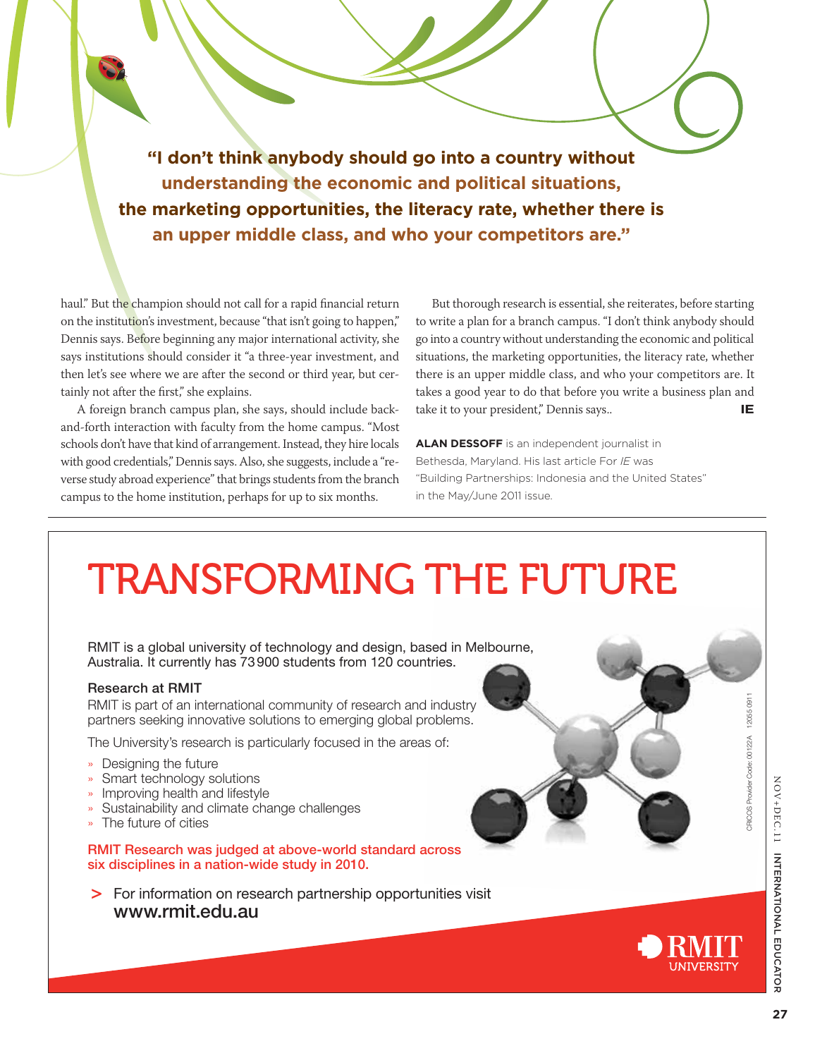**"I don't think anybody should go into a country without understanding the economic and political situations, the marketing opportunities, the literacy rate, whether there is an upper middle class, and who your competitors are."**

haul." But the champion should not call for a rapid financial return on the institution's investment, because "that isn't going to happen," Dennis says. Before beginning any major international activity, she says institutions should consider it "a three-year investment, and then let's see where we are after the second or third year, but certainly not after the first," she explains.

A foreign branch campus plan, she says, should include back-and-forth interaction with faculty from the home campus. "Most schools don't have that kind of arrangement. Instead, they hire locals with good credentials," Dennis says. Also, she suggests, include a "reverse study abroad experience" that brings students from the branch campus to the home institution, perhaps for up to six months.

But thorough research is essential, she reiterates, before starting to write a plan for a branch campus. "I don't think anybody should go into a country without understanding the economic and political situations, the marketing opportunities, the literacy rate, whether there is an upper middle class, and who your competitors are. It takes a good year to do that before you write a business plan and take it to your president," Dennis says.. **IE**

**ALAN DESSOFF** is an independent journalist in Bethesda, Maryland. His last article For *IE* was "Building Partnerships: Indonesia and the United States" in the May/June 2011 issue.

# TRANSFORMING THE FUTURE

RMIT is a global university of technology and design, based in Melbourne, Australia. It currently has 73 900 students from 120 countries.

### Research at RMIT

RMIT is part of an international community of research and industry partners seeking innovative solutions to emerging global problems.

The University's research is particularly focused in the areas of:

- Designing the future
- Smart technology solutions
- Improving health and lifestyle
- Sustainability and climate change challenges
- The future of cities

**RMIT Research was judged at above-world standard across six disciplines in a nation-wide study in 2010.**

> For information on research partnership opportunities visit **www.rmit.edu.au**

RMIT UNIVERSITY

CRICOS Provider Code: 00122A 12055 0911